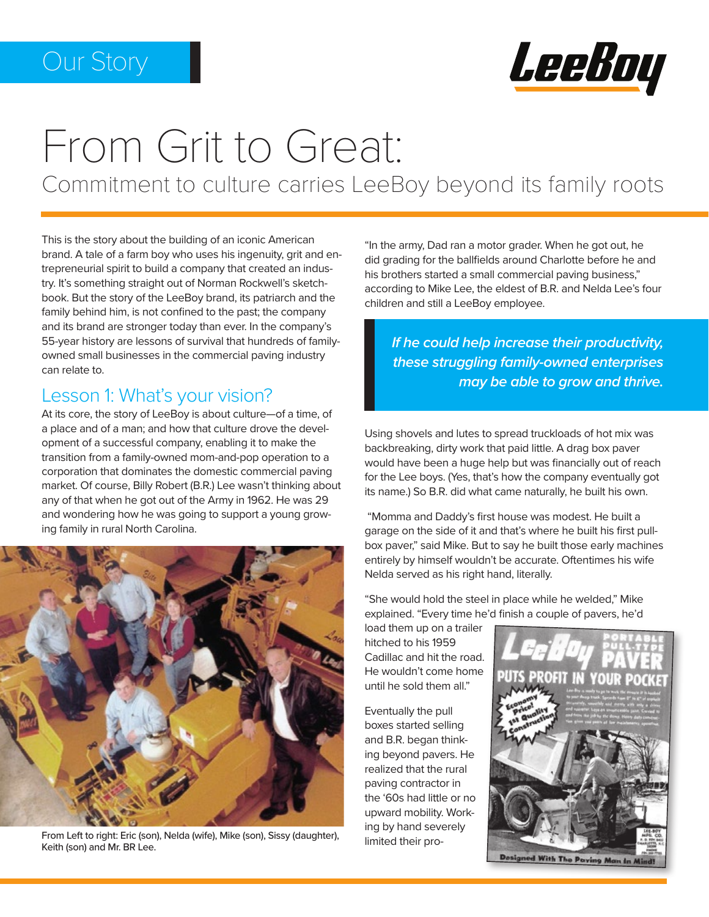Our Story

# From Grit to Great:

## Commitment to culture carries LeeBoy beyond its family roots

This is the story about the building of an iconic American brand. A tale of a farm boy who uses his ingenuity, grit and entrepreneurial spirit to build a company that created an industry. It's something straight out of Norman Rockwell's sketchbook. But the story of the LeeBoy brand, its patriarch and the family behind him, is not confined to the past; the company and its brand are stronger today than ever. In the company's 55-year history are lessons of survival that hundreds of family-owned small businesses in the commercial paving industry can relate to.

### Lesson 1: What's your vision?

At its core, the story of LeeBoy is about culture—of a time, of a place and of a man; and how that culture drove the development of a successful company, enabling it to make the transition from a family-owned mom-and-pop operation to a corporation that dominates the domestic commercial paving market. Of course, Billy Robert (B.R.) Lee wasn't thinking about any of that when he got out of the Army in 1962. He was 29 and wondering how he was going to support a young growing family in rural North Carolina.

From Left to right: Eric (son), Nelda (wife), Mike (son), Sissy (daughter), Keith (son) and Mr. BR Lee.

"In the army, Dad ran a motor grader. When he got out, he did grading for the ballfields around Charlotte before he and his brothers started a small commercial paving business," according to Mike Lee, the eldest of B.R. and Nelda Lee's four children and still a LeeBoy employee.

> ***If he could help increase their productivity, these struggling family-owned enterprises may be able to grow and thrive.***

Using shovels and lutes to spread truckloads of hot mix was backbreaking, dirty work that paid little. A drag box paver would have been a huge help but was financially out of reach for the Lee boys. (Yes, that's how the company eventually got its name.) So B.R. did what came naturally, he built his own.

"Momma and Daddy's first house was modest. He built a garage on the side of it and that's where he built his first pull-box paver," said Mike. But to say he built those early machines entirely by himself wouldn't be accurate. Oftentimes his wife Nelda served as his right hand, literally.

"She would hold the steel in place while he welded," Mike explained. "Every time he'd finish a couple of pavers, he'd load them up on a trailer hitched to his 1959 Cadillac and hit the road. He wouldn't come home until he sold them all."

Eventually the pull boxes started selling and B.R. began thinking beyond pavers. He realized that the rural paving contractor in the '60s had little or no upward mobility. Working by hand severely limited their pro-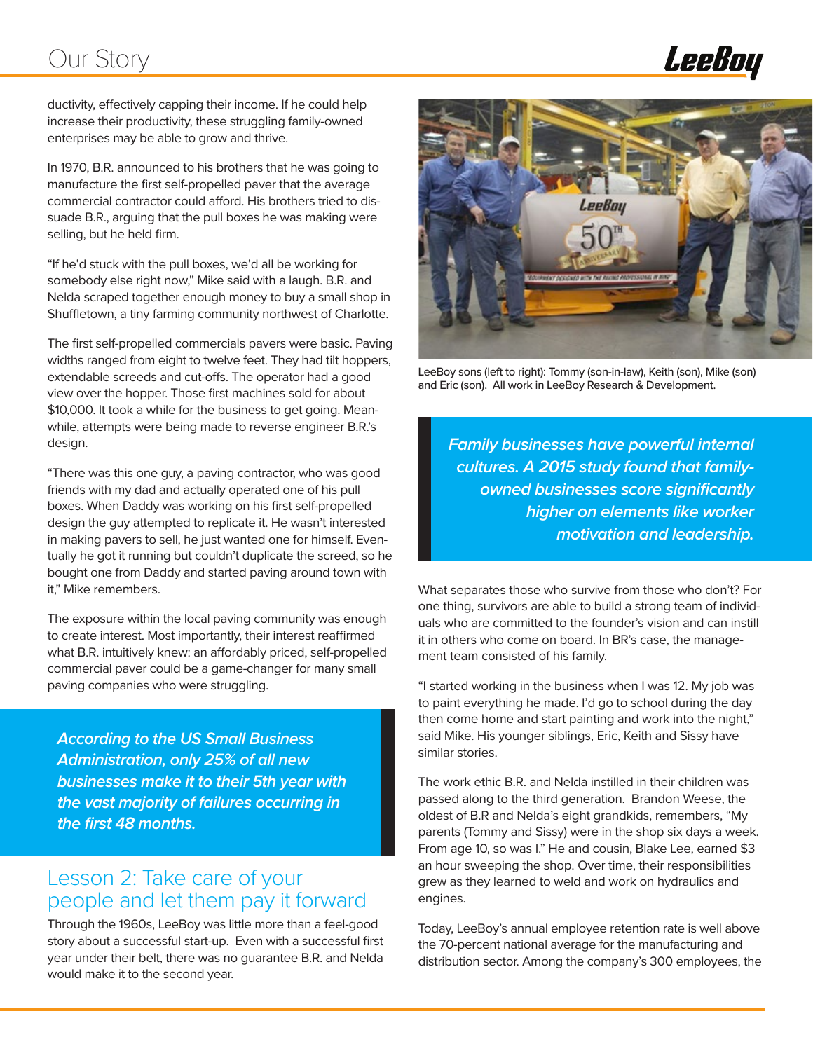ductivity, effectively capping their income. If he could help increase their productivity, these struggling family-owned enterprises may be able to grow and thrive.

In 1970, B.R. announced to his brothers that he was going to manufacture the first self-propelled paver that the average commercial contractor could afford. His brothers tried to dissuade B.R., arguing that the pull boxes he was making were selling, but he held firm.

"If he'd stuck with the pull boxes, we'd all be working for somebody else right now," Mike said with a laugh. B.R. and Nelda scraped together enough money to buy a small shop in Shuffletown, a tiny farming community northwest of Charlotte.

The first self-propelled commercials pavers were basic. Paving widths ranged from eight to twelve feet. They had tilt hoppers, extendable screeds and cut-offs. The operator had a good view over the hopper. Those first machines sold for about $10,000. It took a while for the business to get going. Meanwhile, attempts were being made to reverse engineer B.R.'s design.

"There was this one guy, a paving contractor, who was good friends with my dad and actually operated one of his pull boxes. When Daddy was working on his first self-propelled design the guy attempted to replicate it. He wasn't interested in making pavers to sell, he just wanted one for himself. Eventually he got it running but couldn't duplicate the screed, so he bought one from Daddy and started paving around town with it," Mike remembers.

The exposure within the local paving community was enough to create interest. Most importantly, their interest reaffirmed what B.R. intuitively knew: an affordably priced, self-propelled commercial paver could be a game-changer for many small paving companies who were struggling.

> ***According to the US Small Business Administration, only 25% of all new businesses make it to their 5th year with the vast majority of failures occurring in the first 48 months.***

## Lesson 2: Take care of your people and let them pay it forward

Through the 1960s, LeeBoy was little more than a feel-good story about a successful start-up. Even with a successful first year under their belt, there was no guarantee B.R. and Nelda would make it to the second year.

LeeBoy sons (left to right): Tommy (son-in-law), Keith (son), Mike (son) and Eric (son). All work in LeeBoy Research & Development.

> ***Family businesses have powerful internal cultures. A 2015 study found that family-owned businesses score significantly higher on elements like worker motivation and leadership.***

What separates those who survive from those who don't? For one thing, survivors are able to build a strong team of individuals who are committed to the founder's vision and can instill it in others who come on board. In BR's case, the management team consisted of his family.

"I started working in the business when I was 12. My job was to paint everything he made. I'd go to school during the day then come home and start painting and work into the night," said Mike. His younger siblings, Eric, Keith and Sissy have similar stories.

The work ethic B.R. and Nelda instilled in their children was passed along to the third generation. Brandon Weese, the oldest of B.R and Nelda's eight grandkids, remembers, "My parents (Tommy and Sissy) were in the shop six days a week. From age 10, so was I." He and cousin, Blake Lee, earned $3 an hour sweeping the shop. Over time, their responsibilities grew as they learned to weld and work on hydraulics and engines.

Today, LeeBoy's annual employee retention rate is well above the 70-percent national average for the manufacturing and distribution sector. Among the company's 300 employees, the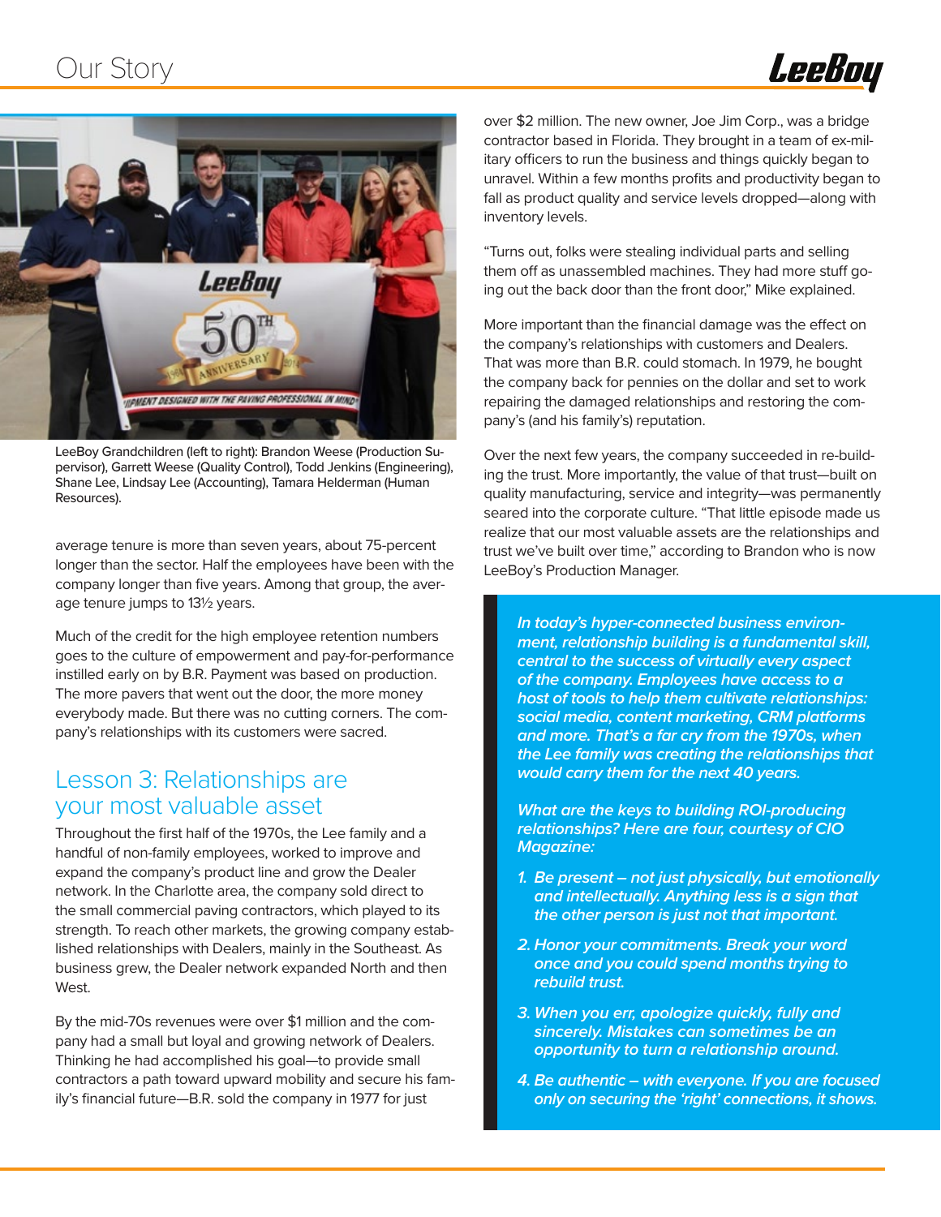LeeBoy Grandchildren (left to right): Brandon Weese (Production Supervisor), Garrett Weese (Quality Control), Todd Jenkins (Engineering), Shane Lee, Lindsay Lee (Accounting), Tamara Helderman (Human Resources).

average tenure is more than seven years, about 75-percent longer than the sector. Half the employees have been with the company longer than five years. Among that group, the average tenure jumps to 13½ years.

Much of the credit for the high employee retention numbers goes to the culture of empowerment and pay-for-performance instilled early on by B.R. Payment was based on production. The more pavers that went out the door, the more money everybody made. But there was no cutting corners. The company's relationships with its customers were sacred.

## Lesson 3: Relationships are your most valuable asset

Throughout the first half of the 1970s, the Lee family and a handful of non-family employees, worked to improve and expand the company's product line and grow the Dealer network. In the Charlotte area, the company sold direct to the small commercial paving contractors, which played to its strength. To reach other markets, the growing company established relationships with Dealers, mainly in the Southeast. As business grew, the Dealer network expanded North and then West.

By the mid-70s revenues were over $1 million and the company had a small but loyal and growing network of Dealers. Thinking he had accomplished his goal—to provide small contractors a path toward upward mobility and secure his family's financial future—B.R. sold the company in 1977 for just over $2 million. The new owner, Joe Jim Corp., was a bridge contractor based in Florida. They brought in a team of ex-military officers to run the business and things quickly began to unravel. Within a few months profits and productivity began to fall as product quality and service levels dropped—along with inventory levels.

"Turns out, folks were stealing individual parts and selling them off as unassembled machines. They had more stuff going out the back door than the front door," Mike explained.

More important than the financial damage was the effect on the company's relationships with customers and Dealers. That was more than B.R. could stomach. In 1979, he bought the company back for pennies on the dollar and set to work repairing the damaged relationships and restoring the company's (and his family's) reputation.

Over the next few years, the company succeeded in re-building the trust. More importantly, the value of that trust—built on quality manufacturing, service and integrity—was permanently seared into the corporate culture. "That little episode made us realize that our most valuable assets are the relationships and trust we've built over time," according to Brandon who is now LeeBoy's Production Manager.

***In today's hyper-connected business environment, relationship building is a fundamental skill, central to the success of virtually every aspect of the company. Employees have access to a host of tools to help them cultivate relationships: social media, content marketing, CRM platforms and more. That's a far cry from the 1970s, when the Lee family was creating the relationships that would carry them for the next 40 years.***

***What are the keys to building ROI-producing relationships? Here are four, courtesy of CIO Magazine:***

1. ***Be present – not just physically, but emotionally and intellectually. Anything less is a sign that the other person is just not that important.***
2. ***Honor your commitments. Break your word once and you could spend months trying to rebuild trust.***
3. ***When you err, apologize quickly, fully and sincerely. Mistakes can sometimes be an opportunity to turn a relationship around.***
4. ***Be authentic – with everyone. If you are focused only on securing the 'right' connections, it shows.***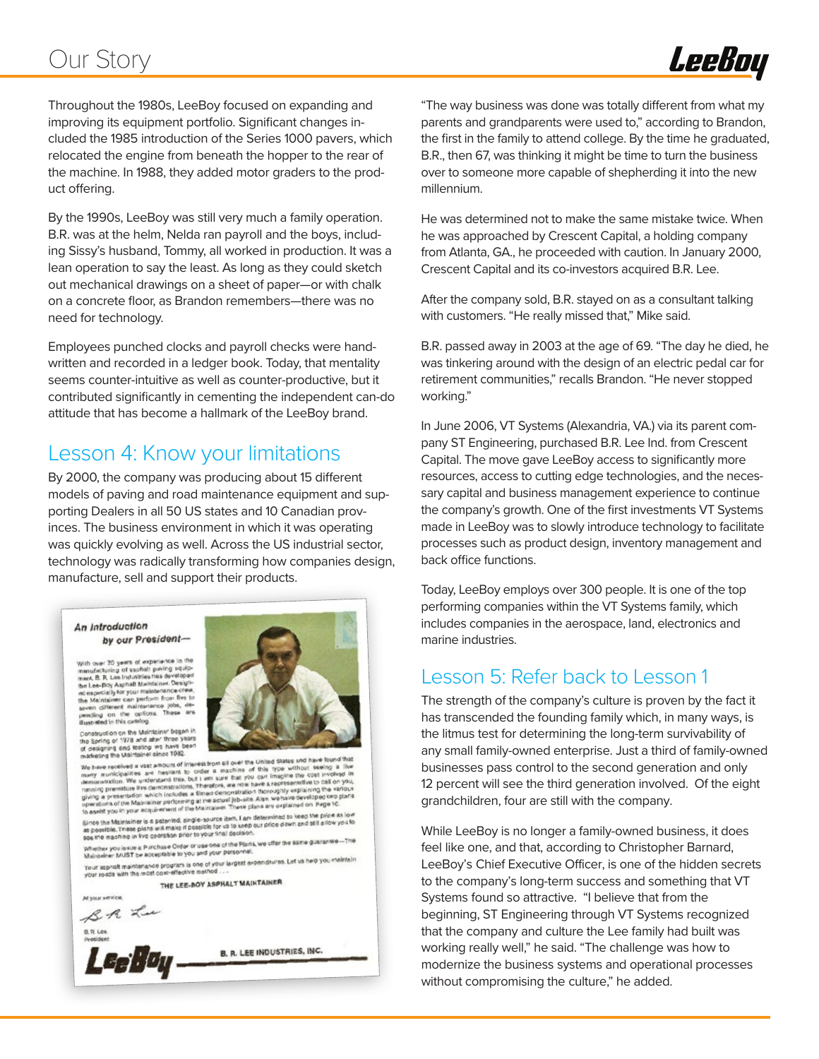Throughout the 1980s, LeeBoy focused on expanding and improving its equipment portfolio. Significant changes included the 1985 introduction of the Series 1000 pavers, which relocated the engine from beneath the hopper to the rear of the machine. In 1988, they added motor graders to the product offering.

By the 1990s, LeeBoy was still very much a family operation. B.R. was at the helm, Nelda ran payroll and the boys, including Sissy's husband, Tommy, all worked in production. It was a lean operation to say the least. As long as they could sketch out mechanical drawings on a sheet of paper—or with chalk on a concrete floor, as Brandon remembers—there was no need for technology.

Employees punched clocks and payroll checks were handwritten and recorded in a ledger book. Today, that mentality seems counter-intuitive as well as counter-productive, but it contributed significantly in cementing the independent can-do attitude that has become a hallmark of the LeeBoy brand.

## Lesson 4: Know your limitations

By 2000, the company was producing about 15 different models of paving and road maintenance equipment and supporting Dealers in all 50 US states and 10 Canadian provinces. The business environment in which it was operating was quickly evolving as well. Across the US industrial sector, technology was radically transforming how companies design, manufacture, sell and support their products.

*An Introduction by our President—*

With over 20 years of experience in the manufacturing of asphalt paving equipment, B. R. Lee Industries has developed the Lee-Boy Asphalt Maintainer. Designed especially for your maintenance crew, the Maintainer can perform from five to seven different maintenance jobs, depending on the options. These are illustrated in this catalog.

Construction on the Maintainer began in the Spring of 1978 and after three years of designing and testing we have been marketing the Maintainer since 1982.

We have received a vast amount of interest from all over the United States and have found that many municipalities are hesitant to order a machine of this type without seeing a live demonstration. We understand this, but I am sure that you can imagine the cost involved in running premature live demonstrations. Therefore, we now have a representative to call on you, giving a presentation which includes a filmed demonstration thoroughly explaining the various operations of the Maintainer performing at the actual job-site. Also, we have developed two plans to assist you in your acquirement of the Maintainer. These plans are explained on Page 10.

Since the Maintainer is a patented, single-source item, I am determined to keep the price as low as possible. These plans will make it possible for us to keep our price down and still allow you to see the machine in live operation prior to your final decision.

Whether you issue a Purchase Order or use one of the Plans, we offer the same guarantee—The Maintainer MUST be acceptable to you and your personnel.

Your asphalt maintenance program is one of your largest expenditures. Let us help you maintain your roads with the most cost-effective method . . .

THE LEE-BOY ASPHALT MAINTAINER

At your service,

B R Lee

B. R. Lee
President

LeeBoy — B. R. LEE INDUSTRIES, INC.

"The way business was done was totally different from what my parents and grandparents were used to," according to Brandon, the first in the family to attend college. By the time he graduated, B.R., then 67, was thinking it might be time to turn the business over to someone more capable of shepherding it into the new millennium.

He was determined not to make the same mistake twice. When he was approached by Crescent Capital, a holding company from Atlanta, GA., he proceeded with caution. In January 2000, Crescent Capital and its co-investors acquired B.R. Lee.

After the company sold, B.R. stayed on as a consultant talking with customers. "He really missed that," Mike said.

B.R. passed away in 2003 at the age of 69. "The day he died, he was tinkering around with the design of an electric pedal car for retirement communities," recalls Brandon. "He never stopped working."

In June 2006, VT Systems (Alexandria, VA.) via its parent company ST Engineering, purchased B.R. Lee Ind. from Crescent Capital. The move gave LeeBoy access to significantly more resources, access to cutting edge technologies, and the necessary capital and business management experience to continue the company's growth. One of the first investments VT Systems made in LeeBoy was to slowly introduce technology to facilitate processes such as product design, inventory management and back office functions.

Today, LeeBoy employs over 300 people. It is one of the top performing companies within the VT Systems family, which includes companies in the aerospace, land, electronics and marine industries.

## Lesson 5: Refer back to Lesson 1

The strength of the company's culture is proven by the fact it has transcended the founding family which, in many ways, is the litmus test for determining the long-term survivability of any small family-owned enterprise. Just a third of family-owned businesses pass control to the second generation and only 12 percent will see the third generation involved. Of the eight grandchildren, four are still with the company.

While LeeBoy is no longer a family-owned business, it does feel like one, and that, according to Christopher Barnard, LeeBoy's Chief Executive Officer, is one of the hidden secrets to the company's long-term success and something that VT Systems found so attractive. "I believe that from the beginning, ST Engineering through VT Systems recognized that the company and culture the Lee family had built was working really well," he said. "The challenge was how to modernize the business systems and operational processes without compromising the culture," he added.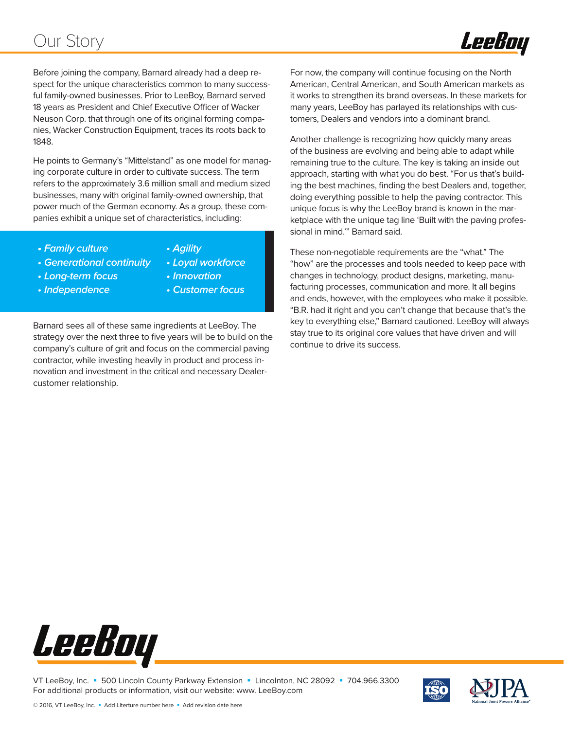# Our Story

Before joining the company, Barnard already had a deep respect for the unique characteristics common to many successful family-owned businesses. Prior to LeeBoy, Barnard served 18 years as President and Chief Executive Officer of Wacker Neuson Corp. that through one of its original forming companies, Wacker Construction Equipment, traces its roots back to 1848.

He points to Germany's "Mittelstand" as one model for managing corporate culture in order to cultivate success. The term refers to the approximately 3.6 million small and medium sized businesses, many with original family-owned ownership, that power much of the German economy. As a group, these companies exhibit a unique set of characteristics, including:

- *Family culture*
- *Generational continuity*
- *Long-term focus*
- *Independence*
- *Agility*
- *Loyal workforce*
- *Innovation*
- *Customer focus*

Barnard sees all of these same ingredients at LeeBoy. The strategy over the next three to five years will be to build on the company's culture of grit and focus on the commercial paving contractor, while investing heavily in product and process innovation and investment in the critical and necessary Dealer-customer relationship.

For now, the company will continue focusing on the North American, Central American, and South American markets as it works to strengthen its brand overseas. In these markets for many years, LeeBoy has parlayed its relationships with customers, Dealers and vendors into a dominant brand.

Another challenge is recognizing how quickly many areas of the business are evolving and being able to adapt while remaining true to the culture. The key is taking an inside out approach, starting with what you do best. "For us that's building the best machines, finding the best Dealers and, together, doing everything possible to help the paving contractor. This unique focus is why the LeeBoy brand is known in the marketplace with the unique tag line 'Built with the paving professional in mind.'" Barnard said.

These non-negotiable requirements are the "what." The "how" are the processes and tools needed to keep pace with changes in technology, product designs, marketing, manufacturing processes, communication and more. It all begins and ends, however, with the employees who make it possible. "B.R. had it right and you can't change that because that's the key to everything else," Barnard cautioned. LeeBoy will always stay true to its original core values that have driven and will continue to drive its success.

VT LeeBoy, Inc. ▪ 500 Lincoln County Parkway Extension ▪ Lincolnton, NC 28092 ▪ 704.966.3300
For additional products or information, visit our website: www. LeeBoy.com

© 2016, VT LeeBoy, Inc. ▪ Add Literture number here ▪ Add revision date here